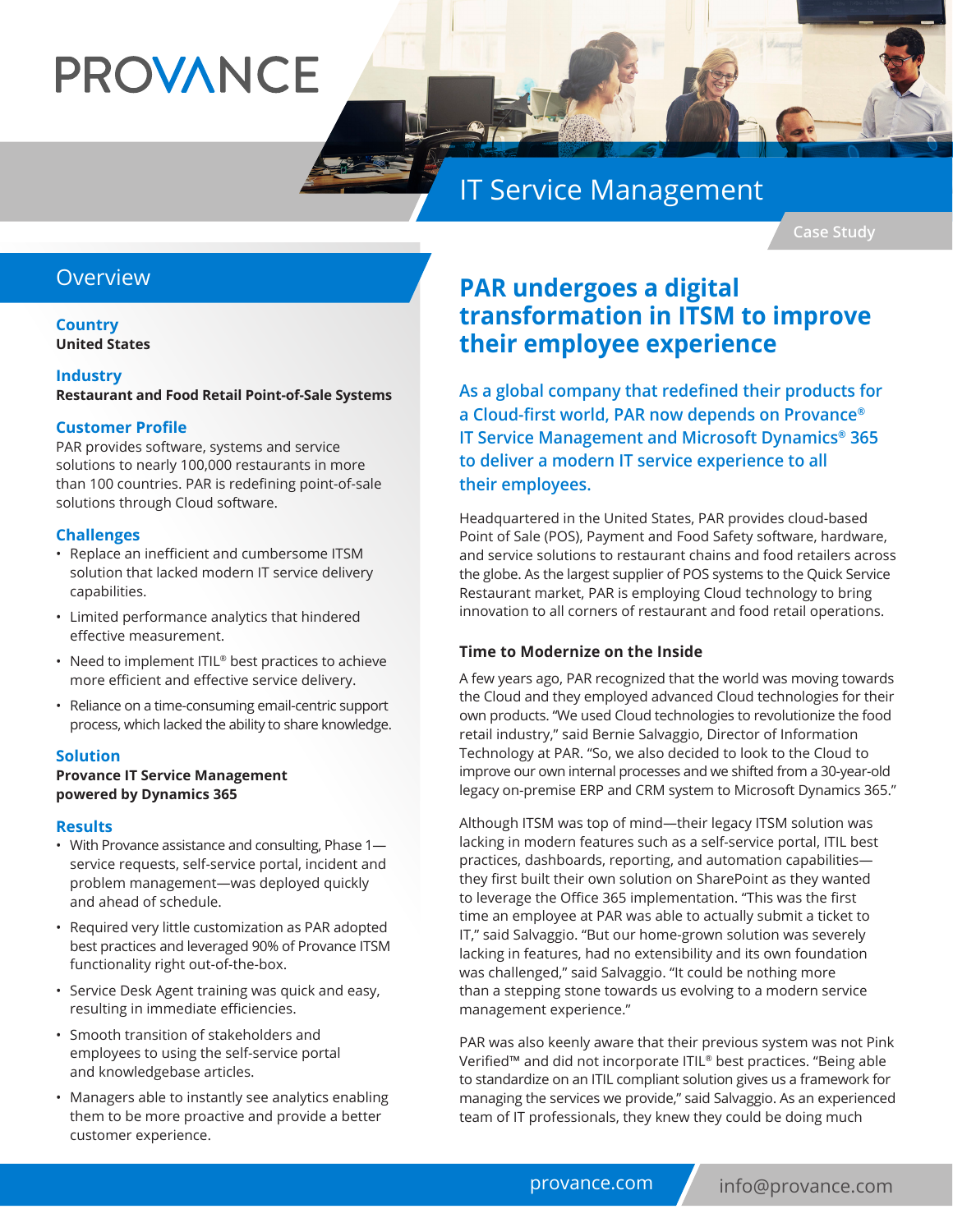PROVANCE

# IT Service Management

Case Study

## Overview

**Country**
**United States**

**Industry**
**Restaurant and Food Retail Point-of-Sale Systems**

**Customer Profile**
PAR provides software, systems and service solutions to nearly 100,000 restaurants in more than 100 countries. PAR is redefining point-of-sale solutions through Cloud software.

**Challenges**

- Replace an inefficient and cumbersome ITSM solution that lacked modern IT service delivery capabilities.
- Limited performance analytics that hindered effective measurement.
- Need to implement ITIL® best practices to achieve more efficient and effective service delivery.
- Reliance on a time-consuming email-centric support process, which lacked the ability to share knowledge.

**Solution**
**Provance IT Service Management powered by Dynamics 365**

**Results**

- With Provance assistance and consulting, Phase 1—service requests, self-service portal, incident and problem management—was deployed quickly and ahead of schedule.
- Required very little customization as PAR adopted best practices and leveraged 90% of Provance ITSM functionality right out-of-the-box.
- Service Desk Agent training was quick and easy, resulting in immediate efficiencies.
- Smooth transition of stakeholders and employees to using the self-service portal and knowledgebase articles.
- Managers able to instantly see analytics enabling them to be more proactive and provide a better customer experience.

## PAR undergoes a digital transformation in ITSM to improve their employee experience

As a global company that redefined their products for a Cloud-first world, PAR now depends on Provance® IT Service Management and Microsoft Dynamics® 365 to deliver a modern IT service experience to all their employees.

Headquartered in the United States, PAR provides cloud-based Point of Sale (POS), Payment and Food Safety software, hardware, and service solutions to restaurant chains and food retailers across the globe. As the largest supplier of POS systems to the Quick Service Restaurant market, PAR is employing Cloud technology to bring innovation to all corners of restaurant and food retail operations.

### Time to Modernize on the Inside

A few years ago, PAR recognized that the world was moving towards the Cloud and they employed advanced Cloud technologies for their own products. "We used Cloud technologies to revolutionize the food retail industry," said Bernie Salvaggio, Director of Information Technology at PAR. "So, we also decided to look to the Cloud to improve our own internal processes and we shifted from a 30-year-old legacy on-premise ERP and CRM system to Microsoft Dynamics 365."

Although ITSM was top of mind—their legacy ITSM solution was lacking in modern features such as a self-service portal, ITIL best practices, dashboards, reporting, and automation capabilities—they first built their own solution on SharePoint as they wanted to leverage the Office 365 implementation. "This was the first time an employee at PAR was able to actually submit a ticket to IT," said Salvaggio. "But our home-grown solution was severely lacking in features, had no extensibility and its own foundation was challenged," said Salvaggio. "It could be nothing more than a stepping stone towards us evolving to a modern service management experience."

PAR was also keenly aware that their previous system was not Pink Verified™ and did not incorporate ITIL® best practices. "Being able to standardize on an ITIL compliant solution gives us a framework for managing the services we provide," said Salvaggio. As an experienced team of IT professionals, they knew they could be doing much

provance.com info@provance.com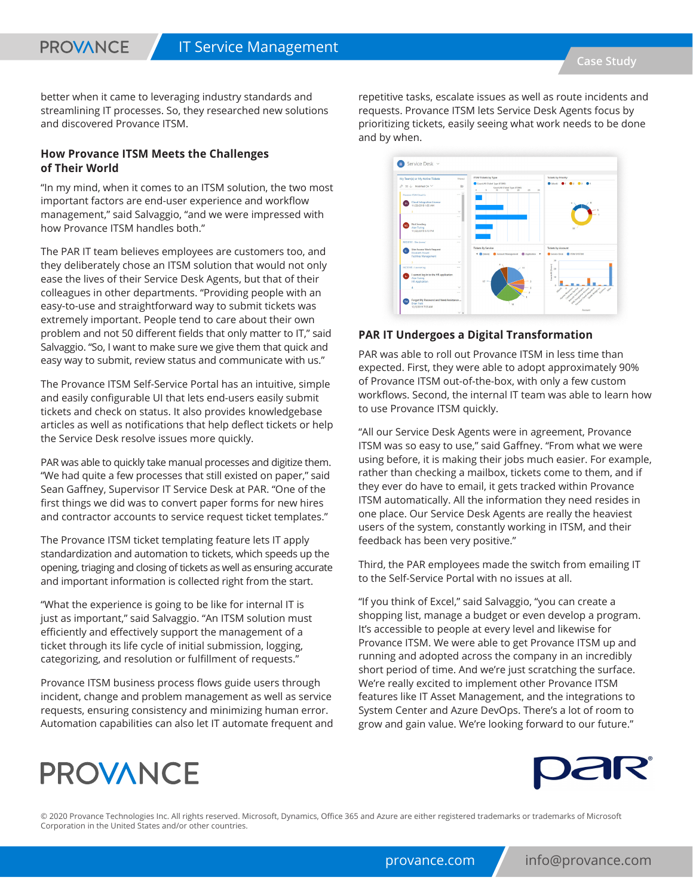better when it came to leveraging industry standards and streamlining IT processes. So, they researched new solutions and discovered Provance ITSM.

### How Provance ITSM Meets the Challenges of Their World

"In my mind, when it comes to an ITSM solution, the two most important factors are end-user experience and workflow management," said Salvaggio, "and we were impressed with how Provance ITSM handles both."

The PAR IT team believes employees are customers too, and they deliberately chose an ITSM solution that would not only ease the lives of their Service Desk Agents, but that of their colleagues in other departments. "Providing people with an easy-to-use and straightforward way to submit tickets was extremely important. People tend to care about their own problem and not 50 different fields that only matter to IT," said Salvaggio. "So, I want to make sure we give them that quick and easy way to submit, review status and communicate with us."

The Provance ITSM Self-Service Portal has an intuitive, simple and easily configurable UI that lets end-users easily submit tickets and check on status. It also provides knowledgebase articles as well as notifications that help deflect tickets or help the Service Desk resolve issues more quickly.

PAR was able to quickly take manual processes and digitize them. "We had quite a few processes that still existed on paper," said Sean Gaffney, Supervisor IT Service Desk at PAR. "One of the first things we did was to convert paper forms for new hires and contractor accounts to service request ticket templates."

The Provance ITSM ticket templating feature lets IT apply standardization and automation to tickets, which speeds up the opening, triaging and closing of tickets as well as ensuring accurate and important information is collected right from the start.

"What the experience is going to be like for internal IT is just as important," said Salvaggio. "An ITSM solution must efficiently and effectively support the management of a ticket through its life cycle of initial submission, logging, categorizing, and resolution or fulfillment of requests."

Provance ITSM business process flows guide users through incident, change and problem management as well as service requests, ensuring consistency and minimizing human error. Automation capabilities can also let IT automate frequent and repetitive tasks, escalate issues as well as route incidents and requests. Provance ITSM lets Service Desk Agents focus by prioritizing tickets, easily seeing what work needs to be done and by when.

### PAR IT Undergoes a Digital Transformation

PAR was able to roll out Provance ITSM in less time than expected. First, they were able to adopt approximately 90% of Provance ITSM out-of-the-box, with only a few custom workflows. Second, the internal IT team was able to learn how to use Provance ITSM quickly.

"All our Service Desk Agents were in agreement, Provance ITSM was so easy to use," said Gaffney. "From what we were using before, it is making their jobs much easier. For example, rather than checking a mailbox, tickets come to them, and if they ever do have to email, it gets tracked within Provance ITSM automatically. All the information they need resides in one place. Our Service Desk Agents are really the heaviest users of the system, constantly working in ITSM, and their feedback has been very positive."

Third, the PAR employees made the switch from emailing IT to the Self-Service Portal with no issues at all.

"If you think of Excel," said Salvaggio, "you can create a shopping list, manage a budget or even develop a program. It's accessible to people at every level and likewise for Provance ITSM. We were able to get Provance ITSM up and running and adopted across the company in an incredibly short period of time. And we're just scratching the surface. We're really excited to implement other Provance ITSM features like IT Asset Management, and the integrations to System Center and Azure DevOps. There's a lot of room to grow and gain value. We're looking forward to our future."

© 2020 Provance Technologies Inc. All rights reserved. Microsoft, Dynamics, Office 365 and Azure are either registered trademarks or trademarks of Microsoft Corporation in the United States and/or other countries.

provance.com info@provance.com